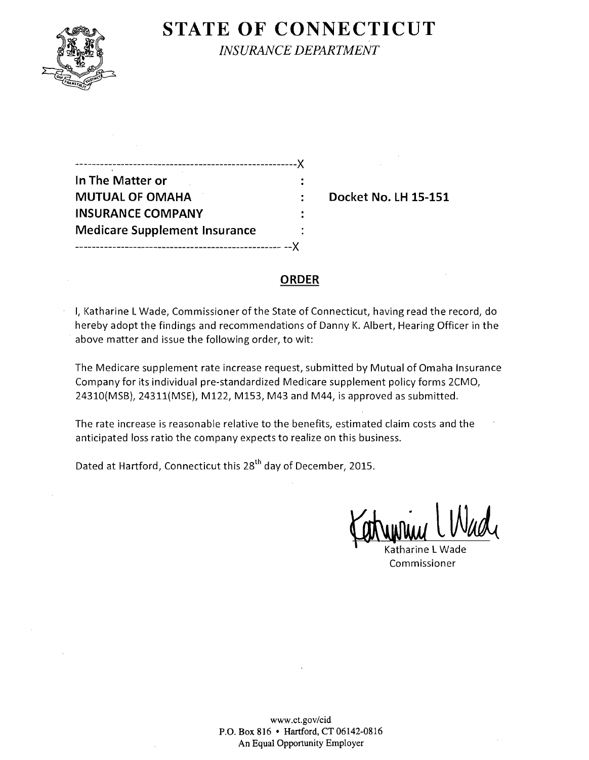# STATE OF CONNECTICUT

*INSURANCE DEPARTMENT*

| | | |
|---|---|---|
| **In The Matter or** | : | |
| **MUTUAL OF OMAHA** | : | **Docket No. LH 15-151** |
| **INSURANCE COMPANY** | : | |
| **Medicare Supplement Insurance** | : | |

## ORDER

I, Katharine L Wade, Commissioner of the State of Connecticut, having read the record, do hereby adopt the findings and recommendations of Danny K. Albert, Hearing Officer in the above matter and issue the following order, to wit:

The Medicare supplement rate increase request, submitted by Mutual of Omaha Insurance Company for its individual pre-standardized Medicare supplement policy forms 2CMO, 24310(MSB), 24311(MSE), M122, M153, M43 and M44, is approved as submitted.

The rate increase is reasonable relative to the benefits, estimated claim costs and the anticipated loss ratio the company expects to realize on this business.

Dated at Hartford, Connecticut this 28th day of December, 2015.

Katharine L Wade
Commissioner

www.ct.gov/cid
P.O. Box 816 • Hartford, CT 06142-0816
An Equal Opportunity Employer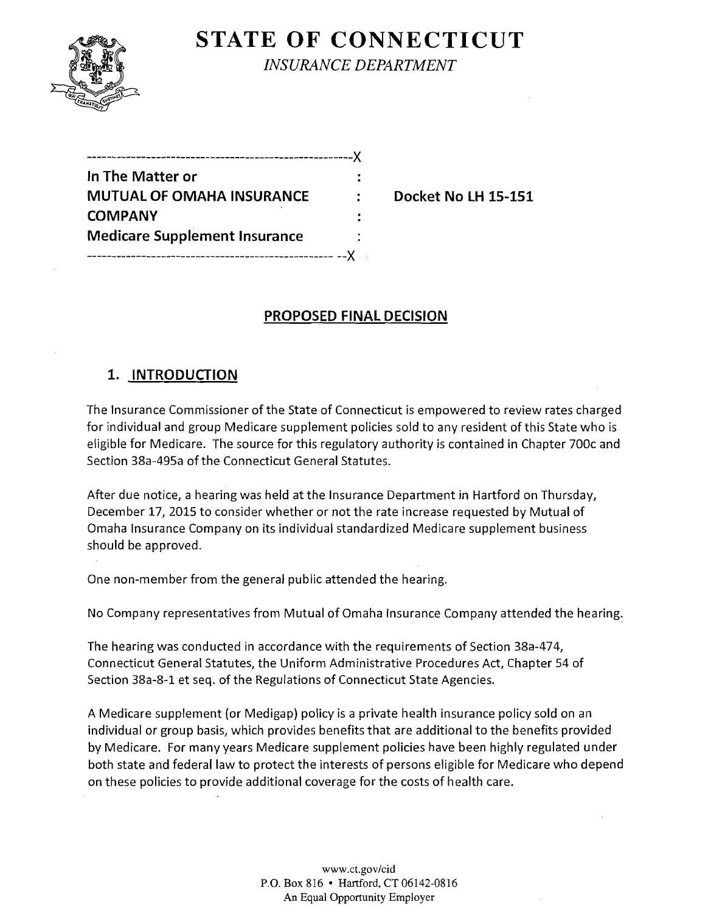# STATE OF CONNECTICUT

*INSURANCE DEPARTMENT*

```
-----------------------------------------------------X
In The Matter or                                     :
MUTUAL OF OMAHA INSURANCE                            :     Docket No LH 15-151
COMPANY                                              :
Medicare Supplement Insurance                        :
---------------------------------------------------- --X
```

## PROPOSED FINAL DECISION

### 1. INTRODUCTION

The Insurance Commissioner of the State of Connecticut is empowered to review rates charged for individual and group Medicare supplement policies sold to any resident of this State who is eligible for Medicare. The source for this regulatory authority is contained in Chapter 700c and Section 38a-495a of the Connecticut General Statutes.

After due notice, a hearing was held at the Insurance Department in Hartford on Thursday, December 17, 2015 to consider whether or not the rate increase requested by Mutual of Omaha Insurance Company on its individual standardized Medicare supplement business should be approved.

One non-member from the general public attended the hearing.

No Company representatives from Mutual of Omaha Insurance Company attended the hearing.

The hearing was conducted in accordance with the requirements of Section 38a-474, Connecticut General Statutes, the Uniform Administrative Procedures Act, Chapter 54 of Section 38a-8-1 et seq. of the Regulations of Connecticut State Agencies.

A Medicare supplement (or Medigap) policy is a private health insurance policy sold on an individual or group basis, which provides benefits that are additional to the benefits provided by Medicare. For many years Medicare supplement policies have been highly regulated under both state and federal law to protect the interests of persons eligible for Medicare who depend on these policies to provide additional coverage for the costs of health care.

www.ct.gov/cid
P.O. Box 816 • Hartford, CT 06142-0816
An Equal Opportunity Employer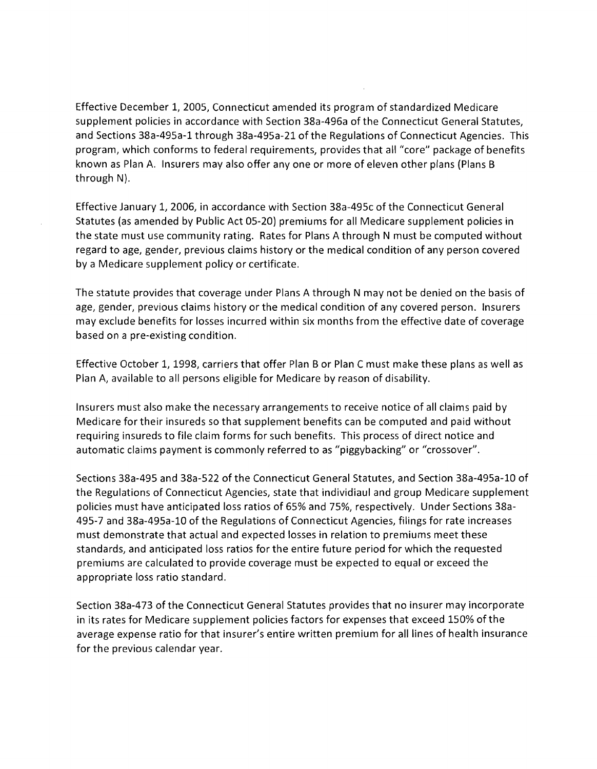Effective December 1, 2005, Connecticut amended its program of standardized Medicare supplement policies in accordance with Section 38a-496a of the Connecticut General Statutes, and Sections 38a-495a-1 through 38a-495a-21 of the Regulations of Connecticut Agencies. This program, which conforms to federal requirements, provides that all "core" package of benefits known as Plan A. Insurers may also offer any one or more of eleven other plans (Plans B through N).

Effective January 1, 2006, in accordance with Section 38a-495c of the Connecticut General Statutes (as amended by Public Act 05-20) premiums for all Medicare supplement policies in the state must use community rating. Rates for Plans A through N must be computed without regard to age, gender, previous claims history or the medical condition of any person covered by a Medicare supplement policy or certificate.

The statute provides that coverage under Plans A through N may not be denied on the basis of age, gender, previous claims history or the medical condition of any covered person. Insurers may exclude benefits for losses incurred within six months from the effective date of coverage based on a pre-existing condition.

Effective October 1, 1998, carriers that offer Plan B or Plan C must make these plans as well as Plan A, available to all persons eligible for Medicare by reason of disability.

Insurers must also make the necessary arrangements to receive notice of all claims paid by Medicare for their insureds so that supplement benefits can be computed and paid without requiring insureds to file claim forms for such benefits. This process of direct notice and automatic claims payment is commonly referred to as "piggybacking" or "crossover".

Sections 38a-495 and 38a-522 of the Connecticut General Statutes, and Section 38a-495a-10 of the Regulations of Connecticut Agencies, state that individiaul and group Medicare supplement policies must have anticipated loss ratios of 65% and 75%, respectively. Under Sections 38a-495-7 and 38a-495a-10 of the Regulations of Connecticut Agencies, filings for rate increases must demonstrate that actual and expected losses in relation to premiums meet these standards, and anticipated loss ratios for the entire future period for which the requested premiums are calculated to provide coverage must be expected to equal or exceed the appropriate loss ratio standard.

Section 38a-473 of the Connecticut General Statutes provides that no insurer may incorporate in its rates for Medicare supplement policies factors for expenses that exceed 150% of the average expense ratio for that insurer's entire written premium for all lines of health insurance for the previous calendar year.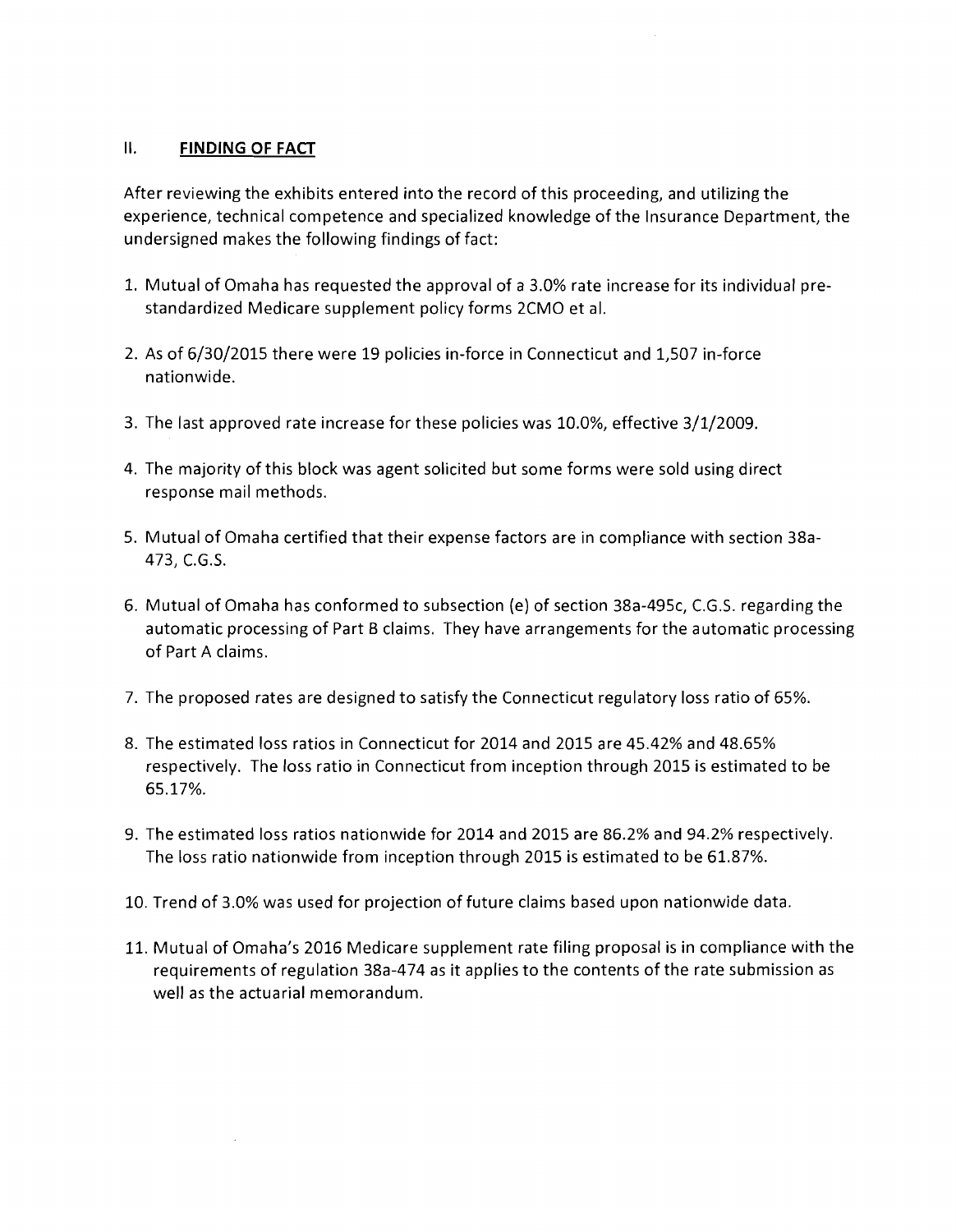## II. FINDING OF FACT

After reviewing the exhibits entered into the record of this proceeding, and utilizing the experience, technical competence and specialized knowledge of the Insurance Department, the undersigned makes the following findings of fact:

1. Mutual of Omaha has requested the approval of a 3.0% rate increase for its individual pre-standardized Medicare supplement policy forms 2CMO et al.
2. As of 6/30/2015 there were 19 policies in-force in Connecticut and 1,507 in-force nationwide.
3. The last approved rate increase for these policies was 10.0%, effective 3/1/2009.
4. The majority of this block was agent solicited but some forms were sold using direct response mail methods.
5. Mutual of Omaha certified that their expense factors are in compliance with section 38a-473, C.G.S.
6. Mutual of Omaha has conformed to subsection (e) of section 38a-495c, C.G.S. regarding the automatic processing of Part B claims. They have arrangements for the automatic processing of Part A claims.
7. The proposed rates are designed to satisfy the Connecticut regulatory loss ratio of 65%.
8. The estimated loss ratios in Connecticut for 2014 and 2015 are 45.42% and 48.65% respectively. The loss ratio in Connecticut from inception through 2015 is estimated to be 65.17%.
9. The estimated loss ratios nationwide for 2014 and 2015 are 86.2% and 94.2% respectively. The loss ratio nationwide from inception through 2015 is estimated to be 61.87%.
10. Trend of 3.0% was used for projection of future claims based upon nationwide data.
11. Mutual of Omaha's 2016 Medicare supplement rate filing proposal is in compliance with the requirements of regulation 38a-474 as it applies to the contents of the rate submission as well as the actuarial memorandum.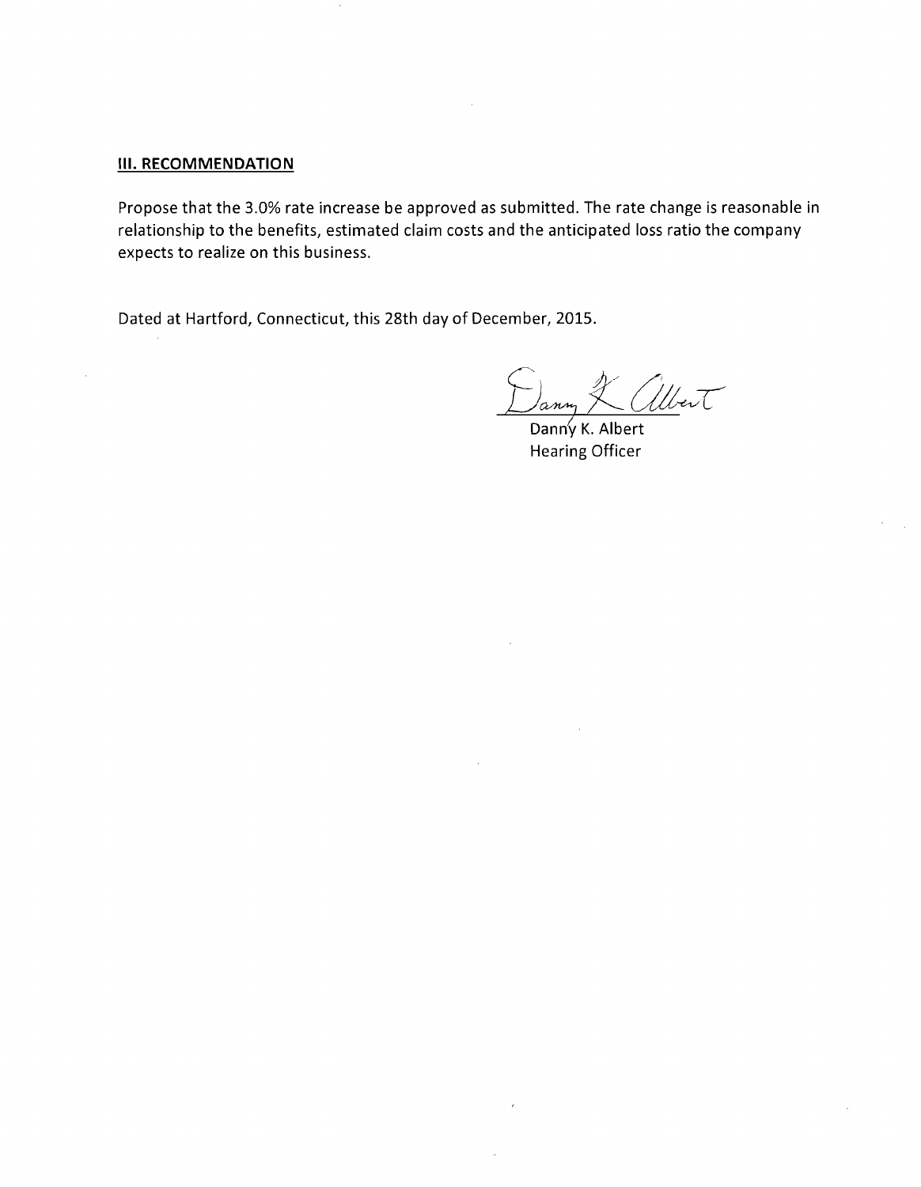## III. RECOMMENDATION

Propose that the 3.0% rate increase be approved as submitted. The rate change is reasonable in relationship to the benefits, estimated claim costs and the anticipated loss ratio the company expects to realize on this business.

Dated at Hartford, Connecticut, this 28th day of December, 2015.

Danny K. Albert

Hearing Officer